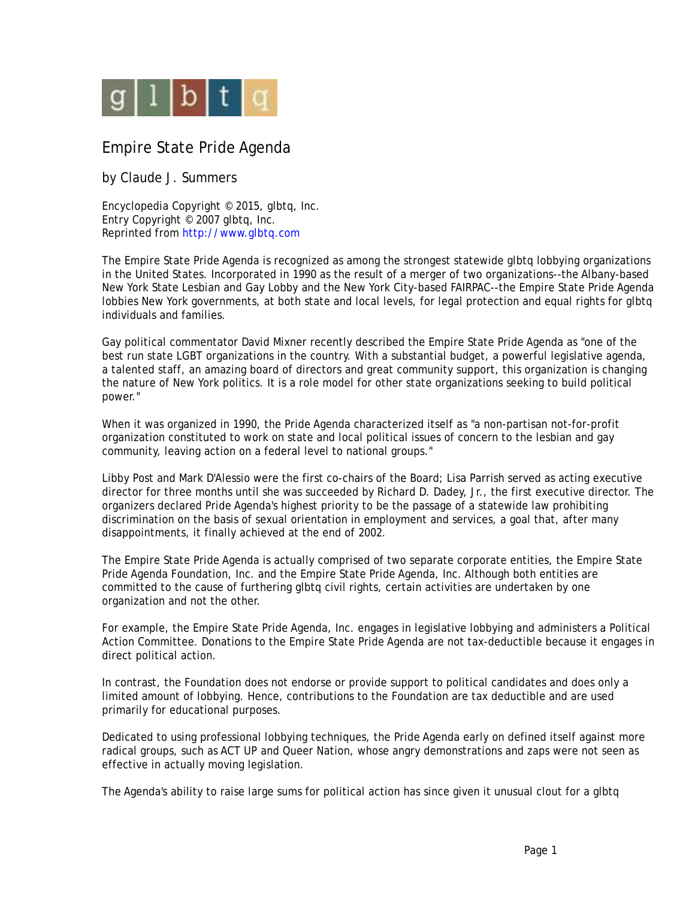# Empire State Pride Agenda

by Claude J. Summers

Encyclopedia Copyright © 2015, glbtq, Inc.
Entry Copyright © 2007 glbtq, Inc.
Reprinted from http://www.glbtq.com

The Empire State Pride Agenda is recognized as among the strongest statewide glbtq lobbying organizations in the United States. Incorporated in 1990 as the result of a merger of two organizations--the Albany-based New York State Lesbian and Gay Lobby and the New York City-based FAIRPAC--the Empire State Pride Agenda lobbies New York governments, at both state and local levels, for legal protection and equal rights for glbtq individuals and families.

Gay political commentator David Mixner recently described the Empire State Pride Agenda as "one of the best run state LGBT organizations in the country. With a substantial budget, a powerful legislative agenda, a talented staff, an amazing board of directors and great community support, this organization is changing the nature of New York politics. It is a role model for other state organizations seeking to build political power."

When it was organized in 1990, the Pride Agenda characterized itself as "a non-partisan not-for-profit organization constituted to work on state and local political issues of concern to the lesbian and gay community, leaving action on a federal level to national groups."

Libby Post and Mark D'Alessio were the first co-chairs of the Board; Lisa Parrish served as acting executive director for three months until she was succeeded by Richard D. Dadey, Jr., the first executive director. The organizers declared Pride Agenda's highest priority to be the passage of a statewide law prohibiting discrimination on the basis of sexual orientation in employment and services, a goal that, after many disappointments, it finally achieved at the end of 2002.

The Empire State Pride Agenda is actually comprised of two separate corporate entities, the Empire State Pride Agenda Foundation, Inc. and the Empire State Pride Agenda, Inc. Although both entities are committed to the cause of furthering glbtq civil rights, certain activities are undertaken by one organization and not the other.

For example, the Empire State Pride Agenda, Inc. engages in legislative lobbying and administers a Political Action Committee. Donations to the Empire State Pride Agenda are not tax-deductible because it engages in direct political action.

In contrast, the Foundation does not endorse or provide support to political candidates and does only a limited amount of lobbying. Hence, contributions to the Foundation are tax deductible and are used primarily for educational purposes.

Dedicated to using professional lobbying techniques, the Pride Agenda early on defined itself against more radical groups, such as ACT UP and Queer Nation, whose angry demonstrations and zaps were not seen as effective in actually moving legislation.

The Agenda's ability to raise large sums for political action has since given it unusual clout for a glbtq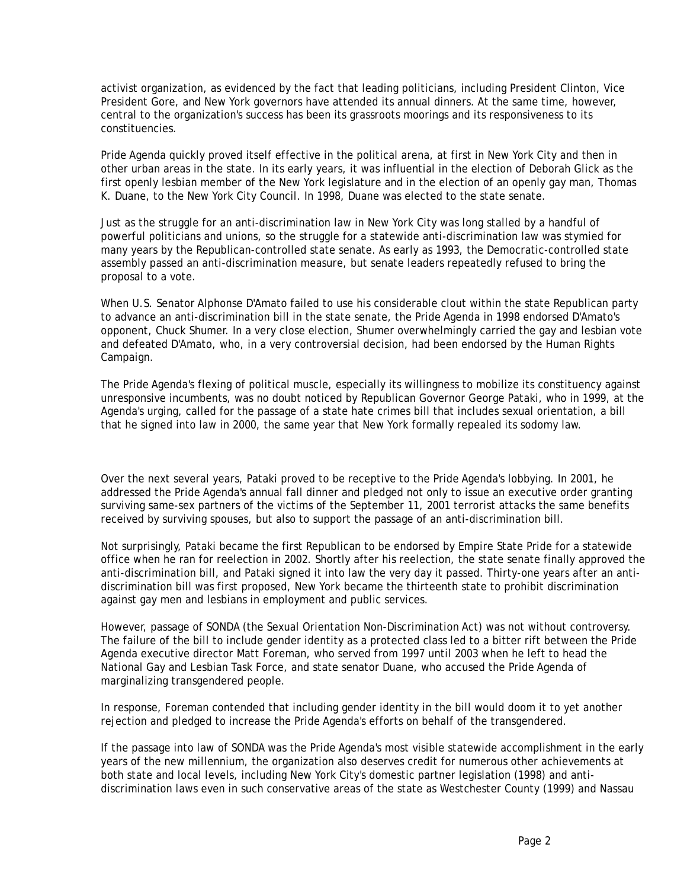activist organization, as evidenced by the fact that leading politicians, including President Clinton, Vice President Gore, and New York governors have attended its annual dinners. At the same time, however, central to the organization's success has been its grassroots moorings and its responsiveness to its constituencies.

Pride Agenda quickly proved itself effective in the political arena, at first in New York City and then in other urban areas in the state. In its early years, it was influential in the election of Deborah Glick as the first openly lesbian member of the New York legislature and in the election of an openly gay man, Thomas K. Duane, to the New York City Council. In 1998, Duane was elected to the state senate.

Just as the struggle for an anti-discrimination law in New York City was long stalled by a handful of powerful politicians and unions, so the struggle for a statewide anti-discrimination law was stymied for many years by the Republican-controlled state senate. As early as 1993, the Democratic-controlled state assembly passed an anti-discrimination measure, but senate leaders repeatedly refused to bring the proposal to a vote.

When U.S. Senator Alphonse D'Amato failed to use his considerable clout within the state Republican party to advance an anti-discrimination bill in the state senate, the Pride Agenda in 1998 endorsed D'Amato's opponent, Chuck Shumer. In a very close election, Shumer overwhelmingly carried the gay and lesbian vote and defeated D'Amato, who, in a very controversial decision, had been endorsed by the Human Rights Campaign.

The Pride Agenda's flexing of political muscle, especially its willingness to mobilize its constituency against unresponsive incumbents, was no doubt noticed by Republican Governor George Pataki, who in 1999, at the Agenda's urging, called for the passage of a state hate crimes bill that includes sexual orientation, a bill that he signed into law in 2000, the same year that New York formally repealed its sodomy law.

Over the next several years, Pataki proved to be receptive to the Pride Agenda's lobbying. In 2001, he addressed the Pride Agenda's annual fall dinner and pledged not only to issue an executive order granting surviving same-sex partners of the victims of the September 11, 2001 terrorist attacks the same benefits received by surviving spouses, but also to support the passage of an anti-discrimination bill.

Not surprisingly, Pataki became the first Republican to be endorsed by Empire State Pride for a statewide office when he ran for reelection in 2002. Shortly after his reelection, the state senate finally approved the anti-discrimination bill, and Pataki signed it into law the very day it passed. Thirty-one years after an anti-discrimination bill was first proposed, New York became the thirteenth state to prohibit discrimination against gay men and lesbians in employment and public services.

However, passage of SONDA (the Sexual Orientation Non-Discrimination Act) was not without controversy. The failure of the bill to include gender identity as a protected class led to a bitter rift between the Pride Agenda executive director Matt Foreman, who served from 1997 until 2003 when he left to head the National Gay and Lesbian Task Force, and state senator Duane, who accused the Pride Agenda of marginalizing transgendered people.

In response, Foreman contended that including gender identity in the bill would doom it to yet another rejection and pledged to increase the Pride Agenda's efforts on behalf of the transgendered.

If the passage into law of SONDA was the Pride Agenda's most visible statewide accomplishment in the early years of the new millennium, the organization also deserves credit for numerous other achievements at both state and local levels, including New York City's domestic partner legislation (1998) and anti-discrimination laws even in such conservative areas of the state as Westchester County (1999) and Nassau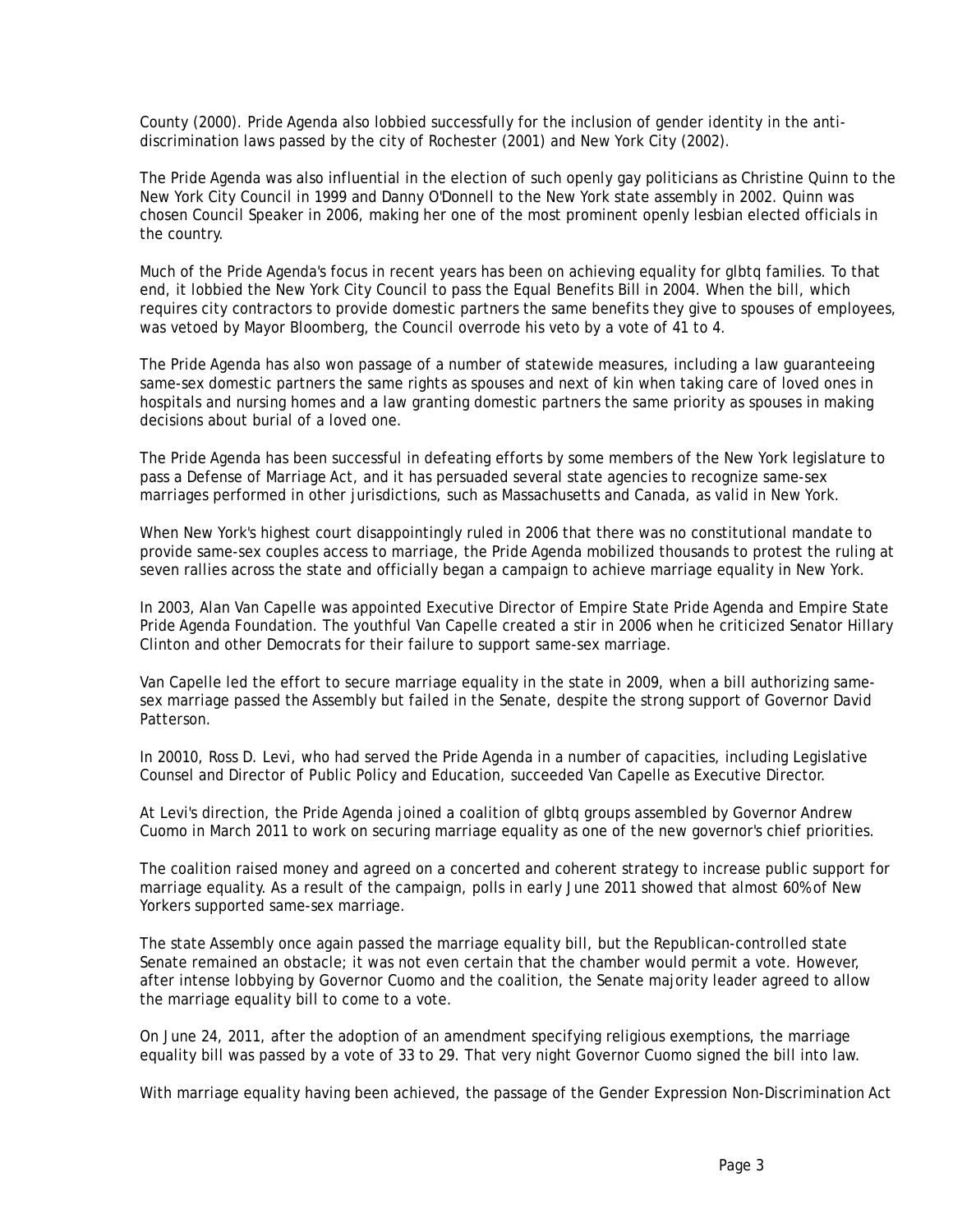County (2000). Pride Agenda also lobbied successfully for the inclusion of gender identity in the anti-discrimination laws passed by the city of Rochester (2001) and New York City (2002).

The Pride Agenda was also influential in the election of such openly gay politicians as Christine Quinn to the New York City Council in 1999 and Danny O'Donnell to the New York state assembly in 2002. Quinn was chosen Council Speaker in 2006, making her one of the most prominent openly lesbian elected officials in the country.

Much of the Pride Agenda's focus in recent years has been on achieving equality for glbtq families. To that end, it lobbied the New York City Council to pass the Equal Benefits Bill in 2004. When the bill, which requires city contractors to provide domestic partners the same benefits they give to spouses of employees, was vetoed by Mayor Bloomberg, the Council overrode his veto by a vote of 41 to 4.

The Pride Agenda has also won passage of a number of statewide measures, including a law guaranteeing same-sex domestic partners the same rights as spouses and next of kin when taking care of loved ones in hospitals and nursing homes and a law granting domestic partners the same priority as spouses in making decisions about burial of a loved one.

The Pride Agenda has been successful in defeating efforts by some members of the New York legislature to pass a Defense of Marriage Act, and it has persuaded several state agencies to recognize same-sex marriages performed in other jurisdictions, such as Massachusetts and Canada, as valid in New York.

When New York's highest court disappointingly ruled in 2006 that there was no constitutional mandate to provide same-sex couples access to marriage, the Pride Agenda mobilized thousands to protest the ruling at seven rallies across the state and officially began a campaign to achieve marriage equality in New York.

In 2003, Alan Van Capelle was appointed Executive Director of Empire State Pride Agenda and Empire State Pride Agenda Foundation. The youthful Van Capelle created a stir in 2006 when he criticized Senator Hillary Clinton and other Democrats for their failure to support same-sex marriage.

Van Capelle led the effort to secure marriage equality in the state in 2009, when a bill authorizing same-sex marriage passed the Assembly but failed in the Senate, despite the strong support of Governor David Patterson.

In 20010, Ross D. Levi, who had served the Pride Agenda in a number of capacities, including Legislative Counsel and Director of Public Policy and Education, succeeded Van Capelle as Executive Director.

At Levi's direction, the Pride Agenda joined a coalition of glbtq groups assembled by Governor Andrew Cuomo in March 2011 to work on securing marriage equality as one of the new governor's chief priorities.

The coalition raised money and agreed on a concerted and coherent strategy to increase public support for marriage equality. As a result of the campaign, polls in early June 2011 showed that almost 60% of New Yorkers supported same-sex marriage.

The state Assembly once again passed the marriage equality bill, but the Republican-controlled state Senate remained an obstacle; it was not even certain that the chamber would permit a vote. However, after intense lobbying by Governor Cuomo and the coalition, the Senate majority leader agreed to allow the marriage equality bill to come to a vote.

On June 24, 2011, after the adoption of an amendment specifying religious exemptions, the marriage equality bill was passed by a vote of 33 to 29. That very night Governor Cuomo signed the bill into law.

With marriage equality having been achieved, the passage of the Gender Expression Non-Discrimination Act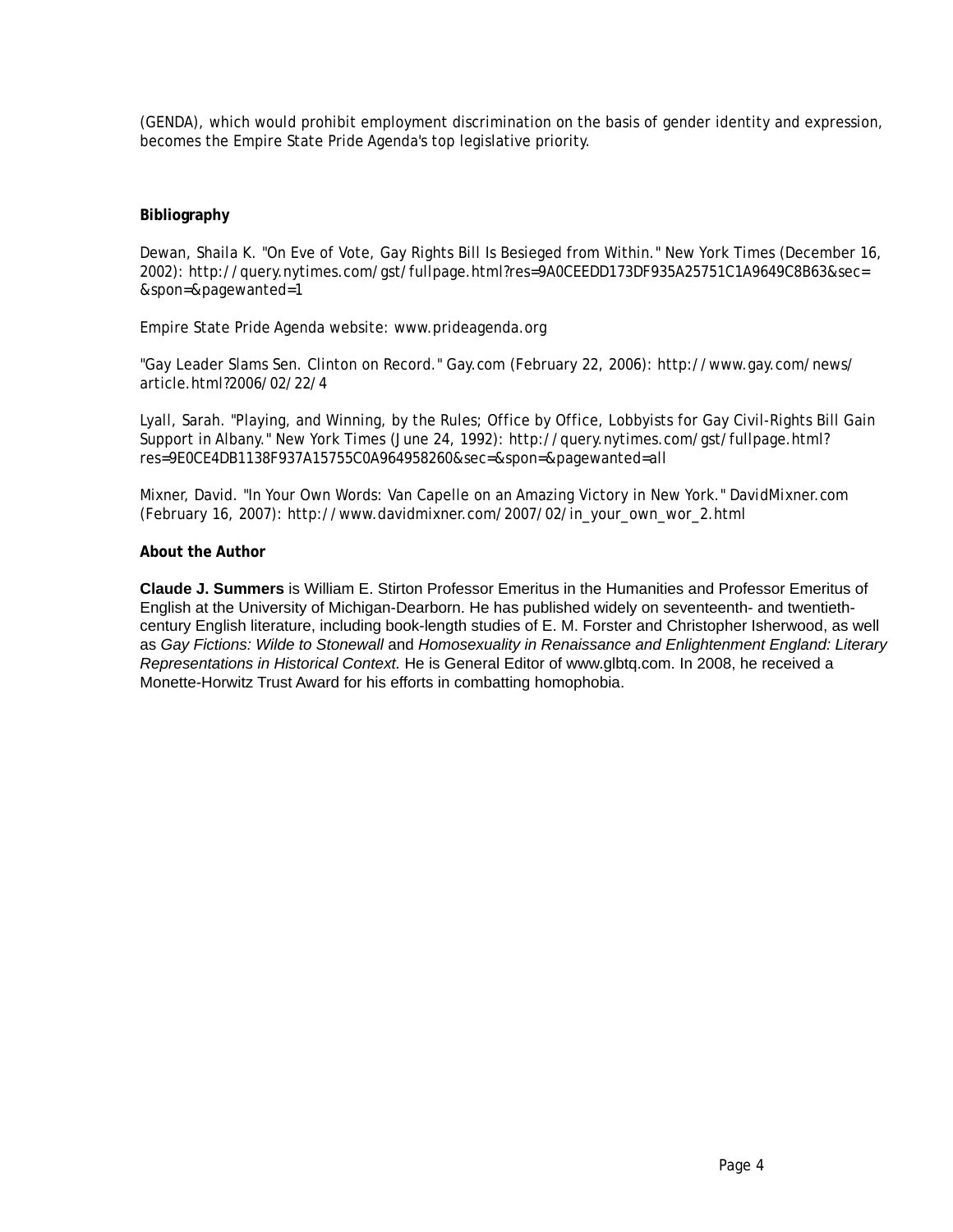(GENDA), which would prohibit employment discrimination on the basis of gender identity and expression, becomes the Empire State Pride Agenda's top legislative priority.

**Bibliography**

Dewan, Shaila K. "On Eve of Vote, Gay Rights Bill Is Besieged from Within." New York Times (December 16, 2002): http://query.nytimes.com/gst/fullpage.html?res=9A0CEEDD173DF935A25751C1A9649C8B63&sec=&spon=&pagewanted=1

Empire State Pride Agenda website: www.prideagenda.org

"Gay Leader Slams Sen. Clinton on Record." Gay.com (February 22, 2006): http://www.gay.com/news/article.html?2006/02/22/4

Lyall, Sarah. "Playing, and Winning, by the Rules; Office by Office, Lobbyists for Gay Civil-Rights Bill Gain Support in Albany." New York Times (June 24, 1992): http://query.nytimes.com/gst/fullpage.html?res=9E0CE4DB1138F937A15755C0A964958260&sec=&spon=&pagewanted=all

Mixner, David. "In Your Own Words: Van Capelle on an Amazing Victory in New York." DavidMixner.com (February 16, 2007): http://www.davidmixner.com/2007/02/in_your_own_wor_2.html

**About the Author**

**Claude J. Summers** is William E. Stirton Professor Emeritus in the Humanities and Professor Emeritus of English at the University of Michigan-Dearborn. He has published widely on seventeenth- and twentieth-century English literature, including book-length studies of E. M. Forster and Christopher Isherwood, as well as *Gay Fictions: Wilde to Stonewall* and *Homosexuality in Renaissance and Enlightenment England: Literary Representations in Historical Context.* He is General Editor of www.glbtq.com. In 2008, he received a Monette-Horwitz Trust Award for his efforts in combatting homophobia.